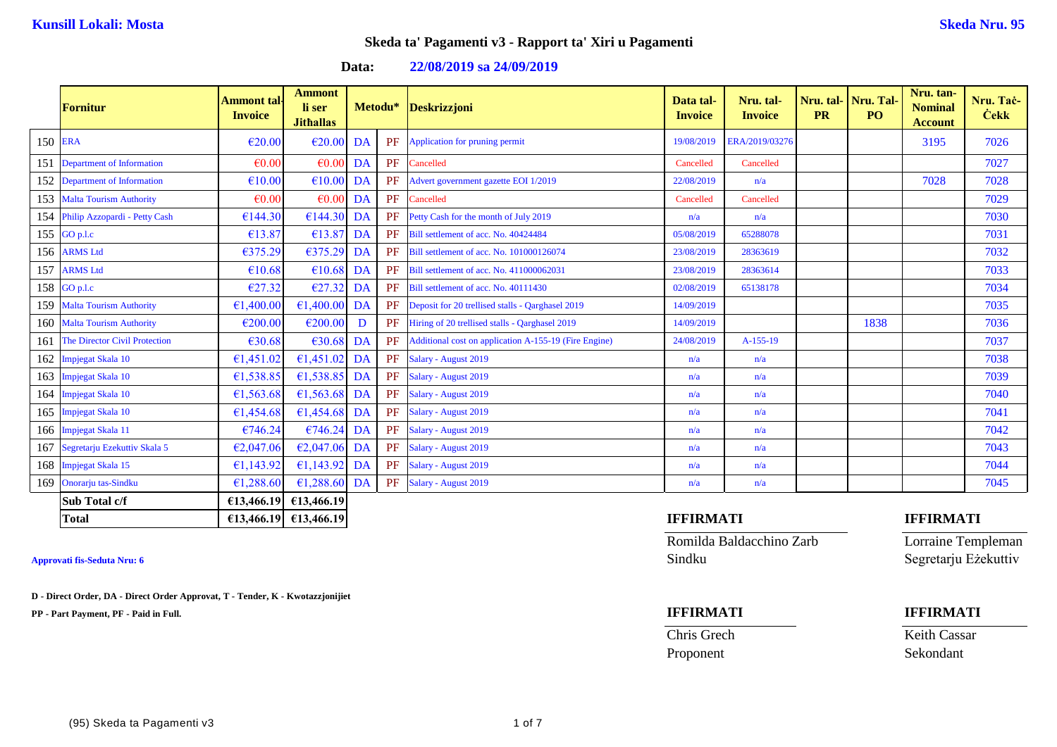**Kunsill Lokali: Mosta** | **Skeda Nru. 95**

## Skeda ta' Pagamenti v3 - Rapport ta' Xiri u Pagamenti

**Data: 22/08/2019 sa 24/09/2019**

| | Fornitur | Ammont tal-Invoice | Ammont li ser Jitħallas | Metodu* | | Deskrizzjoni | Data tal-Invoice | Nru. tal-Invoice | Nru. tal-PR | Nru. Tal-PO | Nru. tan-Nominal Account | Nru. Taċ-Ċekk |
|---|---|---|---|---|---|---|---|---|---|---|---|---|
| 150 | ERA | €20.00 | €20.00 | DA | PF | Application for pruning permit | 19/08/2019 | ERA/2019/03276 | | | 3195 | 7026 |
| 151 | Department of Information | €0.00 | €0.00 | DA | PF | Cancelled | Cancelled | Cancelled | | | | 7027 |
| 152 | Department of Information | €10.00 | €10.00 | DA | PF | Advert government gazette EOI 1/2019 | 22/08/2019 | n/a | | | 7028 | 7028 |
| 153 | Malta Tourism Authority | €0.00 | €0.00 | DA | PF | Cancelled | Cancelled | Cancelled | | | | 7029 |
| 154 | Philip Azzopardi - Petty Cash | €144.30 | €144.30 | DA | PF | Petty Cash for the month of July 2019 | n/a | n/a | | | | 7030 |
| 155 | GO p.l.c | €13.87 | €13.87 | DA | PF | Bill settlement of acc. No. 40424484 | 05/08/2019 | 65288078 | | | | 7031 |
| 156 | ARMS Ltd | €375.29 | €375.29 | DA | PF | Bill settlement of acc. No. 101000126074 | 23/08/2019 | 28363619 | | | | 7032 |
| 157 | ARMS Ltd | €10.68 | €10.68 | DA | PF | Bill settlement of acc. No. 411000062031 | 23/08/2019 | 28363614 | | | | 7033 |
| 158 | GO p.l.c | €27.32 | €27.32 | DA | PF | Bill settlement of acc. No. 40111430 | 02/08/2019 | 65138178 | | | | 7034 |
| 159 | Malta Tourism Authority | €1,400.00 | €1,400.00 | DA | PF | Deposit for 20 trellised stalls - Qarghasel 2019 | 14/09/2019 | | | | | 7035 |
| 160 | Malta Tourism Authority | €200.00 | €200.00 | D | PF | Hiring of 20 trellised stalls - Qarghasel 2019 | 14/09/2019 | | | 1838 | | 7036 |
| 161 | The Director Civil Protection | €30.68 | €30.68 | DA | PF | Additional cost on application A-155-19 (Fire Engine) | 24/08/2019 | A-155-19 | | | | 7037 |
| 162 | Impjegat Skala 10 | €1,451.02 | €1,451.02 | DA | PF | Salary - August 2019 | n/a | n/a | | | | 7038 |
| 163 | Impjegat Skala 10 | €1,538.85 | €1,538.85 | DA | PF | Salary - August 2019 | n/a | n/a | | | | 7039 |
| 164 | Impjegat Skala 10 | €1,563.68 | €1,563.68 | DA | PF | Salary - August 2019 | n/a | n/a | | | | 7040 |
| 165 | Impjegat Skala 10 | €1,454.68 | €1,454.68 | DA | PF | Salary - August 2019 | n/a | n/a | | | | 7041 |
| 166 | Impjegat Skala 11 | €746.24 | €746.24 | DA | PF | Salary - August 2019 | n/a | n/a | | | | 7042 |
| 167 | Segretarju Ezekuttiv Skala 5 | €2,047.06 | €2,047.06 | DA | PF | Salary - August 2019 | n/a | n/a | | | | 7043 |
| 168 | Impjegat Skala 15 | €1,143.92 | €1,143.92 | DA | PF | Salary - August 2019 | n/a | n/a | | | | 7044 |
| 169 | Onorarju tas-Sindku | €1,288.60 | €1,288.60 | DA | PF | Salary - August 2019 | n/a | n/a | | | | 7045 |
| | **Sub Total c/f** | **€13,466.19** | **€13,466.19** | | | | | | | | | |
| | **Total** | **€13,466.19** | **€13,466.19** | | | | | | | | | |

**Approvati fis-Seduta Nru: 6**

**D - Direct Order, DA - Direct Order Approvat, T - Tender, K - Kwotazzjonijiet**

**PP - Part Payment, PF - Paid in Full.**

**IFFIRMATI**
Romilda Baldacchino Zarb
Sindku

**IFFIRMATI**
Lorraine Templeman
Segretarju Eżekuttiv

**IFFIRMATI**
Chris Grech
Proponent

**IFFIRMATI**
Keith Cassar
Sekondant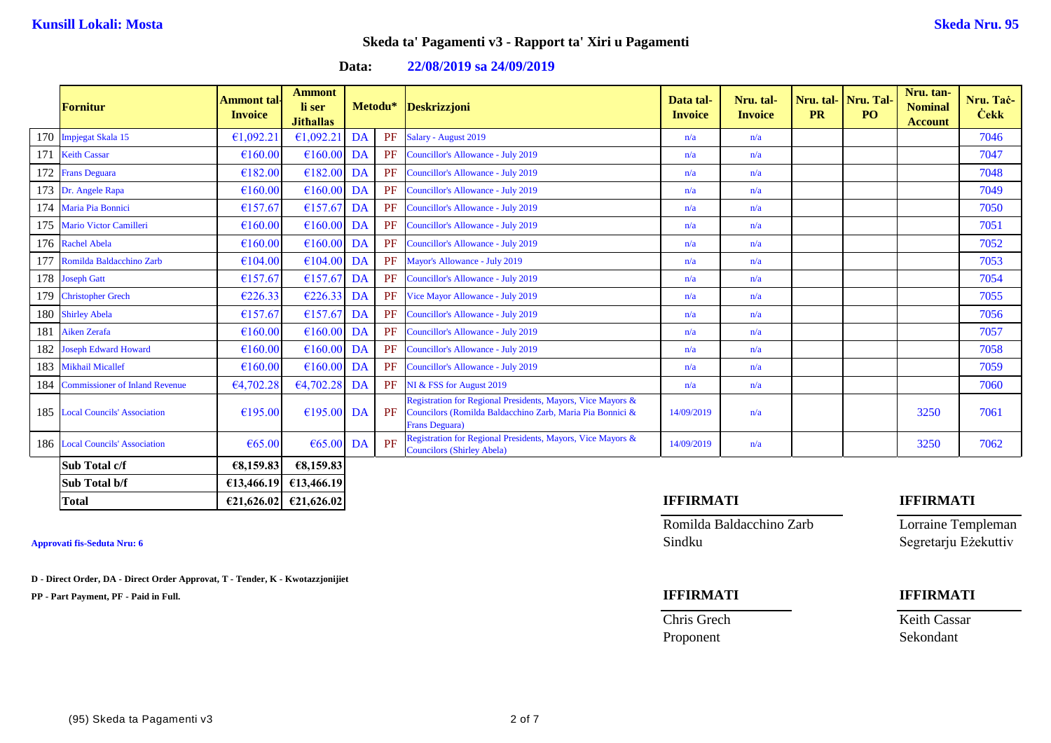**Kunsill Lokali: Mosta** **Skeda Nru. 95**

## Skeda ta' Pagamenti v3 - Rapport ta' Xiri u Pagamenti

**Data: 22/08/2019 sa 24/09/2019**

| | Fornitur | Ammont tal-Invoice | Ammont li ser Jitħallas | Metodu* | | Deskrizzjoni | Data tal-Invoice | Nru. tal-Invoice | Nru. tal-PR | Nru. Tal-PO | Nru. tan-Nominal Account | Nru. Taċ-Ċekk |
|---|---|---|---|---|---|---|---|---|---|---|---|---|
| 170 | Impjegat Skala 15 | €1,092.21 | €1,092.21 | DA | PF | Salary - August 2019 | n/a | n/a | | | | 7046 |
| 171 | Keith Cassar | €160.00 | €160.00 | DA | PF | Councillor's Allowance - July 2019 | n/a | n/a | | | | 7047 |
| 172 | Frans Deguara | €182.00 | €182.00 | DA | PF | Councillor's Allowance - July 2019 | n/a | n/a | | | | 7048 |
| 173 | Dr. Angele Rapa | €160.00 | €160.00 | DA | PF | Councillor's Allowance - July 2019 | n/a | n/a | | | | 7049 |
| 174 | Maria Pia Bonnici | €157.67 | €157.67 | DA | PF | Councillor's Allowance - July 2019 | n/a | n/a | | | | 7050 |
| 175 | Mario Victor Camilleri | €160.00 | €160.00 | DA | PF | Councillor's Allowance - July 2019 | n/a | n/a | | | | 7051 |
| 176 | Rachel Abela | €160.00 | €160.00 | DA | PF | Councillor's Allowance - July 2019 | n/a | n/a | | | | 7052 |
| 177 | Romilda Baldacchino Zarb | €104.00 | €104.00 | DA | PF | Mayor's Allowance - July 2019 | n/a | n/a | | | | 7053 |
| 178 | Joseph Gatt | €157.67 | €157.67 | DA | PF | Councillor's Allowance - July 2019 | n/a | n/a | | | | 7054 |
| 179 | Christopher Grech | €226.33 | €226.33 | DA | PF | Vice Mayor Allowance - July 2019 | n/a | n/a | | | | 7055 |
| 180 | Shirley Abela | €157.67 | €157.67 | DA | PF | Councillor's Allowance - July 2019 | n/a | n/a | | | | 7056 |
| 181 | Aiken Zerafa | €160.00 | €160.00 | DA | PF | Councillor's Allowance - July 2019 | n/a | n/a | | | | 7057 |
| 182 | Joseph Edward Howard | €160.00 | €160.00 | DA | PF | Councillor's Allowance - July 2019 | n/a | n/a | | | | 7058 |
| 183 | Mikhail Micallef | €160.00 | €160.00 | DA | PF | Councillor's Allowance - July 2019 | n/a | n/a | | | | 7059 |
| 184 | Commissioner of Inland Revenue | €4,702.28 | €4,702.28 | DA | PF | NI & FSS for August 2019 | n/a | n/a | | | | 7060 |
| 185 | Local Councils' Association | €195.00 | €195.00 | DA | PF | Registration for Regional Presidents, Mayors, Vice Mayors & Councilors (Romilda Baldacchino Zarb, Maria Pia Bonnici & Frans Deguara) | 14/09/2019 | n/a | | | 3250 | 7061 |
| 186 | Local Councils' Association | €65.00 | €65.00 | DA | PF | Registration for Regional Presidents, Mayors, Vice Mayors & Councilors (Shirley Abela) | 14/09/2019 | n/a | | | 3250 | 7062 |
| | **Sub Total c/f** | **€8,159.83** | **€8,159.83** | | | | | | | | | |
| | **Sub Total b/f** | **€13,466.19** | **€13,466.19** | | | | | | | | | |
| | **Total** | **€21,626.02** | **€21,626.02** | | | | | | | | | |

**Approvati fis-Seduta Nru: 6**

**IFFIRMATI**

Romilda Baldacchino Zarb
Sindku

**IFFIRMATI**

Lorraine Templeman
Segretarju Eżekuttiv

**IFFIRMATI**

Chris Grech
Proponent

**IFFIRMATI**

Keith Cassar
Sekondant

**D - Direct Order, DA - Direct Order Approvat, T - Tender, K - Kwotazzjonijiet**

**PP - Part Payment, PF - Paid in Full.**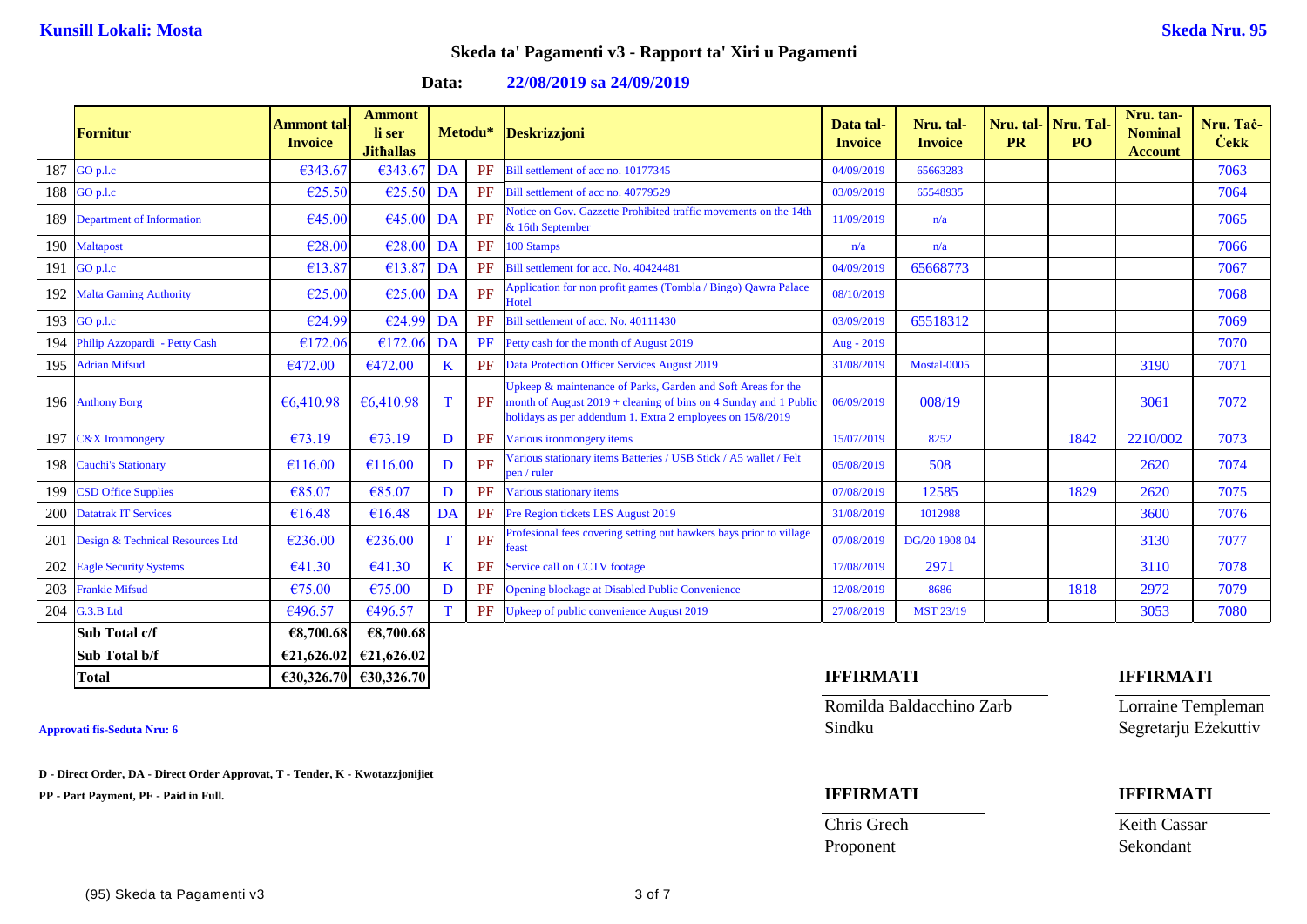**Kunsill Lokali: Mosta** | **Skeda Nru. 95**

## Skeda ta' Pagamenti v3 - Rapport ta' Xiri u Pagamenti

**Data: 22/08/2019 sa 24/09/2019**

| | Fornitur | Ammont tal-Invoice | Ammont li ser Jithallas | Metodu* | | Deskrizzjoni | Data tal-Invoice | Nru. tal-Invoice | Nru. tal-PR | Nru. Tal-PO | Nru. tan-Nominal Account | Nru. Taċ-Ċekk |
|---|---|---|---|---|---|---|---|---|---|---|---|---|
| 187 | GO p.l.c | €343.67 | €343.67 | DA | PF | Bill settlement of acc no. 10177345 | 04/09/2019 | 65663283 | | | | 7063 |
| 188 | GO p.l.c | €25.50 | €25.50 | DA | PF | Bill settlement of acc no. 40779529 | 03/09/2019 | 65548935 | | | | 7064 |
| 189 | Department of Information | €45.00 | €45.00 | DA | PF | Notice on Gov. Gazzette Prohibited traffic movements on the 14th & 16th September | 11/09/2019 | n/a | | | | 7065 |
| 190 | Maltapost | €28.00 | €28.00 | DA | PF | 100 Stamps | n/a | n/a | | | | 7066 |
| 191 | GO p.l.c | €13.87 | €13.87 | DA | PF | Bill settlement for acc. No. 40424481 | 04/09/2019 | 65668773 | | | | 7067 |
| 192 | Malta Gaming Authority | €25.00 | €25.00 | DA | PF | Application for non profit games (Tombla / Bingo) Qawra Palace Hotel | 08/10/2019 | | | | | 7068 |
| 193 | GO p.l.c | €24.99 | €24.99 | DA | PF | Bill settlement of acc. No. 40111430 | 03/09/2019 | 65518312 | | | | 7069 |
| 194 | Philip Azzopardi - Petty Cash | €172.06 | €172.06 | DA | PF | Petty cash for the month of August 2019 | Aug - 2019 | | | | | 7070 |
| 195 | Adrian Mifsud | €472.00 | €472.00 | K | PF | Data Protection Officer Services August 2019 | 31/08/2019 | Mostal-0005 | | | 3190 | 7071 |
| 196 | Anthony Borg | €6,410.98 | €6,410.98 | T | PF | Upkeep & maintenance of Parks, Garden and Soft Areas for the month of August 2019 + cleaning of bins on 4 Sunday and 1 Public holidays as per addendum 1. Extra 2 employees on 15/8/2019 | 06/09/2019 | 008/19 | | | 3061 | 7072 |
| 197 | C&X Ironmongery | €73.19 | €73.19 | D | PF | Various ironmongery items | 15/07/2019 | 8252 | | 1842 | 2210/002 | 7073 |
| 198 | Cauchi's Stationary | €116.00 | €116.00 | D | PF | Various stationary items Batteries / USB Stick / A5 wallet / Felt pen / ruler | 05/08/2019 | 508 | | | 2620 | 7074 |
| 199 | CSD Office Supplies | €85.07 | €85.07 | D | PF | Various stationary items | 07/08/2019 | 12585 | | 1829 | 2620 | 7075 |
| 200 | Datatrak IT Services | €16.48 | €16.48 | DA | PF | Pre Region tickets LES August 2019 | 31/08/2019 | 1012988 | | | 3600 | 7076 |
| 201 | Design & Technical Resources Ltd | €236.00 | €236.00 | T | PF | Profesional fees covering setting out hawkers bays prior to village feast | 07/08/2019 | DG/20 1908 04 | | | 3130 | 7077 |
| 202 | Eagle Security Systems | €41.30 | €41.30 | K | PF | Service call on CCTV footage | 17/08/2019 | 2971 | | | 3110 | 7078 |
| 203 | Frankie Mifsud | €75.00 | €75.00 | D | PF | Opening blockage at Disabled Public Convenience | 12/08/2019 | 8686 | | 1818 | 2972 | 7079 |
| 204 | G.3.B Ltd | €496.57 | €496.57 | T | PF | Upkeep of public convenience August 2019 | 27/08/2019 | MST 23/19 | | | 3053 | 7080 |
| | **Sub Total c/f** | **€8,700.68** | **€8,700.68** | | | | | | | | | |
| | **Sub Total b/f** | **€21,626.02** | **€21,626.02** | | | | | | | | | |
| | **Total** | **€30,326.70** | **€30,326.70** | | | | | | | | | |

**Approvati fis-Seduta Nru: 6**

**D - Direct Order, DA - Direct Order Approvat, T - Tender, K - Kwotazzjonijiet**

**PP - Part Payment, PF - Paid in Full.**

**IFFIRMATI**

Romilda Baldacchino Zarb
Sindku

**IFFIRMATI**

Lorraine Templeman
Segretarju Eżekuttiv

**IFFIRMATI**

Chris Grech
Proponent

**IFFIRMATI**

Keith Cassar
Sekondant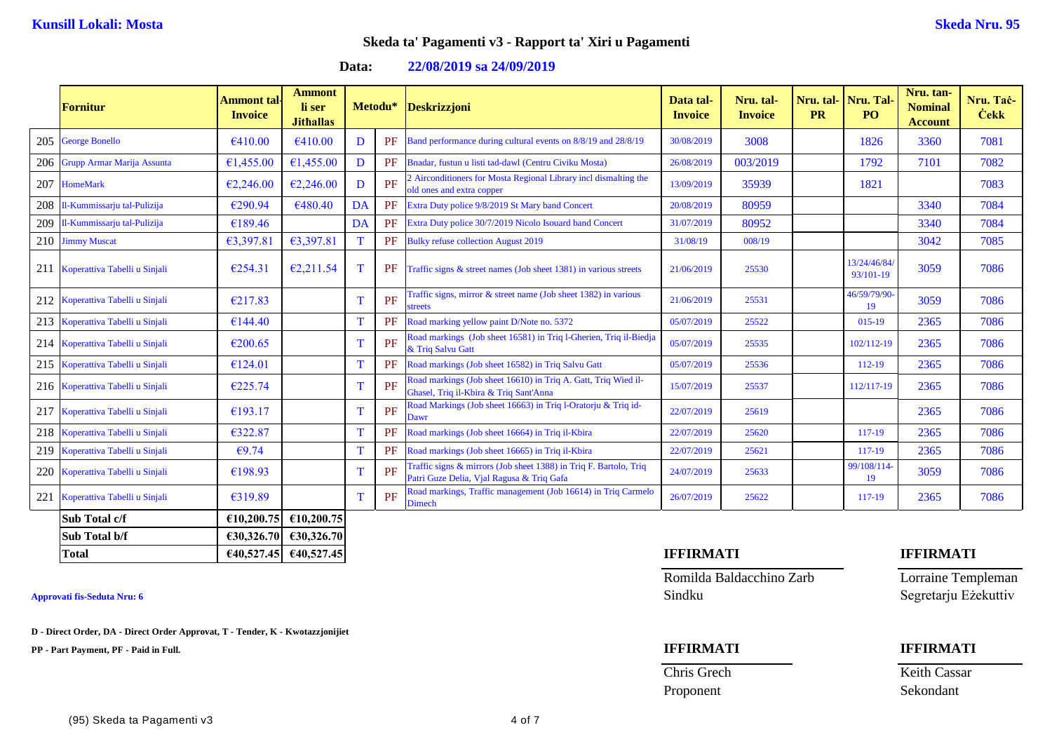**Kunsill Lokali: Mosta**

**Skeda Nru. 95**

## Skeda ta' Pagamenti v3 - Rapport ta' Xiri u Pagamenti

**Data: 22/08/2019 sa 24/09/2019**

| | Fornitur | Ammont tal-Invoice | Ammont li ser Jitħallas | Metodu* | | Deskrizzjoni | Data tal-Invoice | Nru. tal-Invoice | Nru. tal-PR | Nru. Tal-PO | Nru. tan-Nominal Account | Nru. Taċ-Ċekk |
|---|---|---|---|---|---|---|---|---|---|---|---|---|
| 205 | George Bonello | €410.00 | €410.00 | D | PF | Band performance during cultural events on 8/8/19 and 28/8/19 | 30/08/2019 | 3008 | | 1826 | 3360 | 7081 |
| 206 | Grupp Armar Marija Assunta | €1,455.00 | €1,455.00 | D | PF | Bnadar, fustun u listi tad-dawl (Centru Civiku Mosta) | 26/08/2019 | 003/2019 | | 1792 | 7101 | 7082 |
| 207 | HomeMark | €2,246.00 | €2,246.00 | D | PF | 2 Airconditioners for Mosta Regional Library incl dismalting the old ones and extra copper | 13/09/2019 | 35939 | | 1821 | | 7083 |
| 208 | Il-Kummissarju tal-Pulizija | €290.94 | €480.40 | DA | PF | Extra Duty police 9/8/2019 St Mary band Concert | 20/08/2019 | 80959 | | | 3340 | 7084 |
| 209 | Il-Kummissarju tal-Pulizija | €189.46 | | DA | PF | Extra Duty police 30/7/2019 Nicolo Isouard band Concert | 31/07/2019 | 80952 | | | 3340 | 7084 |
| 210 | Jimmy Muscat | €3,397.81 | €3,397.81 | T | PF | Bulky refuse collection August 2019 | 31/08/19 | 008/19 | | | 3042 | 7085 |
| 211 | Koperattiva Tabelli u Sinjali | €254.31 | €2,211.54 | T | PF | Traffic signs & street names (Job sheet 1381) in various streets | 21/06/2019 | 25530 | | 13/24/46/84/93/101-19 | 3059 | 7086 |
| 212 | Koperattiva Tabelli u Sinjali | €217.83 | | T | PF | Traffic signs, mirror & street name (Job sheet 1382) in various streets | 21/06/2019 | 25531 | | 46/59/79/90-19 | 3059 | 7086 |
| 213 | Koperattiva Tabelli u Sinjali | €144.40 | | T | PF | Road marking yellow paint D/Note no. 5372 | 05/07/2019 | 25522 | | 015-19 | 2365 | 7086 |
| 214 | Koperattiva Tabelli u Sinjali | €200.65 | | T | PF | Road markings (Job sheet 16581) in Triq il-Gherien, Triq il-Biedja & Triq Salvu Gatt | 05/07/2019 | 25535 | | 102/112-19 | 2365 | 7086 |
| 215 | Koperattiva Tabelli u Sinjali | €124.01 | | T | PF | Road markings (Job sheet 16582) in Triq Salvu Gatt | 05/07/2019 | 25536 | | 112-19 | 2365 | 7086 |
| 216 | Koperattiva Tabelli u Sinjali | €225.74 | | T | PF | Road markings (Job sheet 16610) in Triq A. Gatt, Triq Wied il-Ghasel, Triq il-Kbira & Triq Sant'Anna | 15/07/2019 | 25537 | | 112/117-19 | 2365 | 7086 |
| 217 | Koperattiva Tabelli u Sinjali | €193.17 | | T | PF | Road Markings (Job sheet 16663) in Triq l-Oratorju & Triq id-Dawr | 22/07/2019 | 25619 | | | 2365 | 7086 |
| 218 | Koperattiva Tabelli u Sinjali | €322.87 | | T | PF | Road markings (Job sheet 16664) in Triq il-Kbira | 22/07/2019 | 25620 | | 117-19 | 2365 | 7086 |
| 219 | Koperattiva Tabelli u Sinjali | €9.74 | | T | PF | Road markings (Job sheet 16665) in Triq il-Kbira | 22/07/2019 | 25621 | | 117-19 | 2365 | 7086 |
| 220 | Koperattiva Tabelli u Sinjali | €198.93 | | T | PF | Traffic signs & mirrors (Job sheet 1388) in Triq F. Bartolo, Triq Patri Guze Delia, Vjal Ragusa & Triq Gafa | 24/07/2019 | 25633 | | 99/108/114-19 | 3059 | 7086 |
| 221 | Koperattiva Tabelli u Sinjali | €319.89 | | T | PF | Road markings, Traffic management (Job 16614) in Triq Carmelo Dimech | 26/07/2019 | 25622 | | 117-19 | 2365 | 7086 |
| | **Sub Total c/f** | **€10,200.75** | **€10,200.75** | | | | | | | | | |
| | **Sub Total b/f** | **€30,326.70** | **€30,326.70** | | | | | | | | | |
| | **Total** | **€40,527.45** | **€40,527.45** | | | | | | | | | |

**Approvati fis-Seduta Nru: 6**

**D - Direct Order, DA - Direct Order Approvat, T - Tender, K - Kwotazzjonijiet**

**PP - Part Payment, PF - Paid in Full.**

**IFFIRMATI**

Romilda Baldacchino Zarb
Sindku

**IFFIRMATI**

Lorraine Templeman
Segretarju Eżekuttiv

**IFFIRMATI**

Chris Grech
Proponent

**IFFIRMATI**

Keith Cassar
Sekondant

(95) Skeda ta Pagamenti v3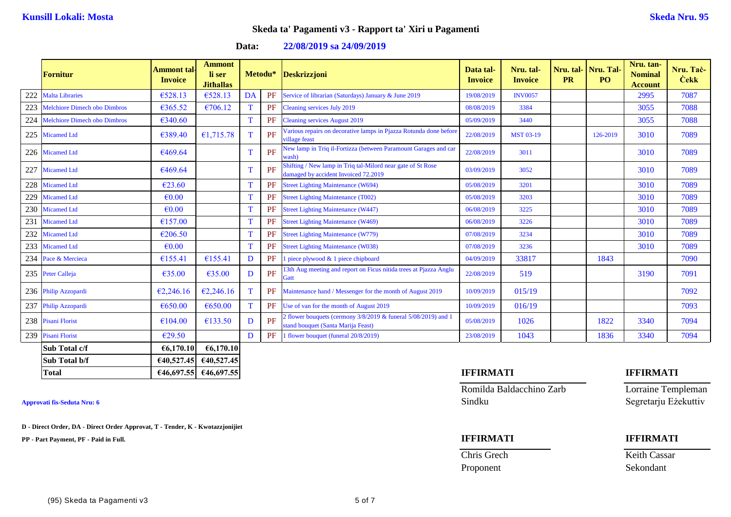**Kunsill Lokali: Mosta** **Skeda Nru. 95**

## Skeda ta' Pagamenti v3 - Rapport ta' Xiri u Pagamenti

**Data: 22/08/2019 sa 24/09/2019**

| | Fornitur | Ammont tal-Invoice | Ammont li ser Jitħallas | Metodu* | | Deskrizzjoni | Data tal-Invoice | Nru. tal-Invoice | Nru. tal-PR | Nru. Tal-PO | Nru. tan-Nominal Account | Nru. Taċ-Ċekk |
|---|---|---|---|---|---|---|---|---|---|---|---|---|
| 222 | Malta Libraries | €528.13 | €528.13 | DA | PF | Service of librarian (Saturdays) January & June 2019 | 19/08/2019 | INV0057 | | | 2995 | 7087 |
| 223 | Melchiore Dimech obo Dimbros | €365.52 | €706.12 | T | PF | Cleaning services July 2019 | 08/08/2019 | 3384 | | | 3055 | 7088 |
| 224 | Melchiore Dimech obo Dimbros | €340.60 | | T | PF | Cleaning services August 2019 | 05/09/2019 | 3440 | | | 3055 | 7088 |
| 225 | Micamed Ltd | €389.40 | €1,715.78 | T | PF | Various repairs on decorative lamps in Pjazza Rotunda done before village feast | 22/08/2019 | MST 03-19 | | 126-2019 | 3010 | 7089 |
| 226 | Micamed Ltd | €469.64 | | T | PF | New lamp in Triq il-Fortizza (between Paramount Garages and car wash) | 22/08/2019 | 3011 | | | 3010 | 7089 |
| 227 | Micamed Ltd | €469.64 | | T | PF | Shifting / New lamp in Triq tal-Milord near gate of St Rose damaged by accident Invoiced 72.2019 | 03/09/2019 | 3052 | | | 3010 | 7089 |
| 228 | Micamed Ltd | €23.60 | | T | PF | Street Lighting Maintenance (W694) | 05/08/2019 | 3201 | | | 3010 | 7089 |
| 229 | Micamed Ltd | €0.00 | | T | PF | Street Lighting Maintenance (T002) | 05/08/2019 | 3203 | | | 3010 | 7089 |
| 230 | Micamed Ltd | €0.00 | | T | PF | Street Lighting Maintenance (W447) | 06/08/2019 | 3225 | | | 3010 | 7089 |
| 231 | Micamed Ltd | €157.00 | | T | PF | Street Lighting Maintenance (W469) | 06/08/2019 | 3226 | | | 3010 | 7089 |
| 232 | Micamed Ltd | €206.50 | | T | PF | Street Lighting Maintenance (W779) | 07/08/2019 | 3234 | | | 3010 | 7089 |
| 233 | Micamed Ltd | €0.00 | | T | PF | Street Lighting Maintenance (W038) | 07/08/2019 | 3236 | | | 3010 | 7089 |
| 234 | Pace & Mercieca | €155.41 | €155.41 | D | PF | 1 piece plywood & 1 piece chipboard | 04/09/2019 | 33817 | | 1843 | | 7090 |
| 235 | Peter Calleja | €35.00 | €35.00 | D | PF | 13th Aug meeting and report on Ficus nitida trees at Pjazza Anglu Gatt | 22/08/2019 | 519 | | | 3190 | 7091 |
| 236 | Philip Azzopardi | €2,246.16 | €2,246.16 | T | PF | Maintenance hand / Messenger for the month of August 2019 | 10/09/2019 | 015/19 | | | | 7092 |
| 237 | Philip Azzopardi | €650.00 | €650.00 | T | PF | Use of van for the month of August 2019 | 10/09/2019 | 016/19 | | | | 7093 |
| 238 | Pisani Florist | €104.00 | €133.50 | D | PF | 2 flower bouquets (cermony 3/8/2019 & funeral 5/08/2019) and 1 stand bouquet (Santa Marija Feast) | 05/08/2019 | 1026 | | 1822 | 3340 | 7094 |
| 239 | Pisani Florist | €29.50 | | D | PF | 1 flower bouquet (funeral 20/8/2019) | 23/08/2019 | 1043 | | 1836 | 3340 | 7094 |
| | **Sub Total c/f** | **€6,170.10** | **€6,170.10** | | | | | | | | | |
| | **Sub Total b/f** | **€40,527.45** | **€40,527.45** | | | | | | | | | |
| | **Total** | **€46,697.55** | **€46,697.55** | | | | | | | | | |

**Approvati fis-Seduta Nru: 6**

**D - Direct Order, DA - Direct Order Approvat, T - Tender, K - Kwotazzjonijiet**

**PP - Part Payment, PF - Paid in Full.**

**IFFIRMATI**

Romilda Baldacchino Zarb
Sindku

**IFFIRMATI**

Lorraine Templeman
Segretarju Eżekuttiv

**IFFIRMATI**

Chris Grech
Proponent

**IFFIRMATI**

Keith Cassar
Sekondant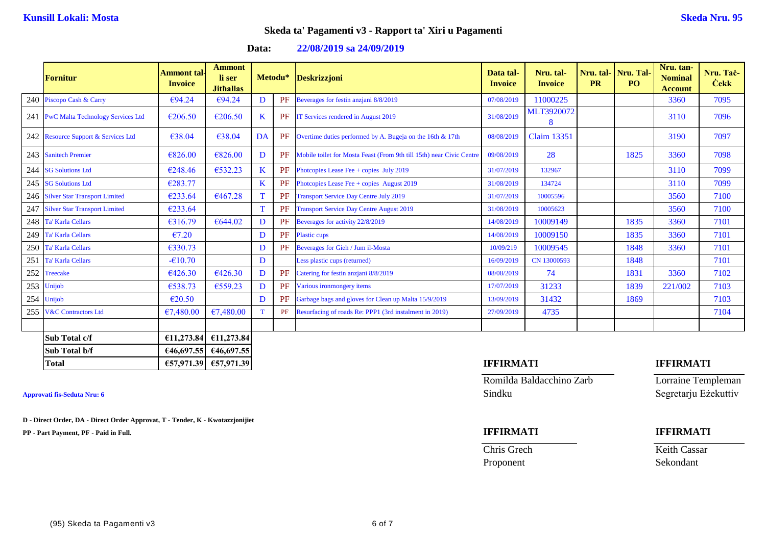**Kunsill Lokali: Mosta** **Skeda Nru. 95**

## Skeda ta' Pagamenti v3 - Rapport ta' Xiri u Pagamenti

**Data: 22/08/2019 sa 24/09/2019**

| | Fornitur | Ammont tal-Invoice | Ammont li ser Jitħallas | Metodu* | | Deskrizzjoni | Data tal-Invoice | Nru. tal-Invoice | Nru. tal-PR | Nru. Tal-PO | Nru. tan-Nominal Account | Nru. Taċ-Ċekk |
|---|---|---|---|---|---|---|---|---|---|---|---|---|
| 240 | Piscopo Cash & Carry | €94.24 | €94.24 | D | PF | Beverages for festin anzjani 8/8/2019 | 07/08/2019 | 11000225 | | | 3360 | 7095 |
| 241 | PwC Malta Technology Services Ltd | €206.50 | €206.50 | K | PF | IT Services rendered in August 2019 | 31/08/2019 | MLT39200728 | | | 3110 | 7096 |
| 242 | Resource Support & Services Ltd | €38.04 | €38.04 | DA | PF | Overtime duties performed by A. Bugeja on the 16th & 17th | 08/08/2019 | Claim 13351 | | | 3190 | 7097 |
| 243 | Sanitech Premier | €826.00 | €826.00 | D | PF | Mobile toilet for Mosta Feast (From 9th till 15th) near Civic Centre | 09/08/2019 | 28 | | 1825 | 3360 | 7098 |
| 244 | SG Solutions Ltd | €248.46 | €532.23 | K | PF | Photcopies Lease Fee + copies July 2019 | 31/07/2019 | 132967 | | | 3110 | 7099 |
| 245 | SG Solutions Ltd | €283.77 | | K | PF | Photcopies Lease Fee + copies August 2019 | 31/08/2019 | 134724 | | | 3110 | 7099 |
| 246 | Silver Star Transport Limited | €233.64 | €467.28 | T | PF | Transport Service Day Centre July 2019 | 31/07/2019 | 10005596 | | | 3560 | 7100 |
| 247 | Silver Star Transport Limited | €233.64 | | T | PF | Transport Service Day Centre August 2019 | 31/08/2019 | 10005623 | | | 3560 | 7100 |
| 248 | Ta' Karla Cellars | €316.79 | €644.02 | D | PF | Beverages for activity 22/8/2019 | 14/08/2019 | 10009149 | | 1835 | 3360 | 7101 |
| 249 | Ta' Karla Cellars | €7.20 | | D | PF | Plastic cups | 14/08/2019 | 10009150 | | 1835 | 3360 | 7101 |
| 250 | Ta' Karla Cellars | €330.73 | | D | PF | Beverages for Gieh / Jum il-Mosta | 10/09/219 | 10009545 | | 1848 | 3360 | 7101 |
| 251 | Ta' Karla Cellars | -€10.70 | | D | | Less plastic cups (returned) | 16/09/2019 | CN 13000593 | | 1848 | | 7101 |
| 252 | Treecake | €426.30 | €426.30 | D | PF | Catering for festin anzjani 8/8/2019 | 08/08/2019 | 74 | | 1831 | 3360 | 7102 |
| 253 | Unijob | €538.73 | €559.23 | D | PF | Various ironmongery items | 17/07/2019 | 31233 | | 1839 | 221/002 | 7103 |
| 254 | Unijob | €20.50 | | D | PF | Garbage bags and gloves for Clean up Malta 15/9/2019 | 13/09/2019 | 31432 | | 1869 | | 7103 |
| 255 | V&C Contractors Ltd | €7,480.00 | €7,480.00 | T | PF | Resurfacing of roads Re: PPP1 (3rd instalment in 2019) | 27/09/2019 | 4735 | | | | 7104 |
| | **Sub Total c/f** | **€11,273.84** | **€11,273.84** | | | | | | | | | |
| | **Sub Total b/f** | **€46,697.55** | **€46,697.55** | | | | | | | | | |
| | **Total** | **€57,971.39** | **€57,971.39** | | | | | | | | | |

**Approvati fis-Seduta Nru: 6**

**D - Direct Order, DA - Direct Order Approvat, T - Tender, K - Kwotazzjonijiet**

**PP - Part Payment, PF - Paid in Full.**

| **IFFIRMATI** | **IFFIRMATI** |
|---|---|
| Romilda Baldacchino Zarb | Lorraine Templeman |
| Sindku | Segretarju Eżekuttiv |

| **IFFIRMATI** | **IFFIRMATI** |
|---|---|
| Chris Grech | Keith Cassar |
| Proponent | Sekondant |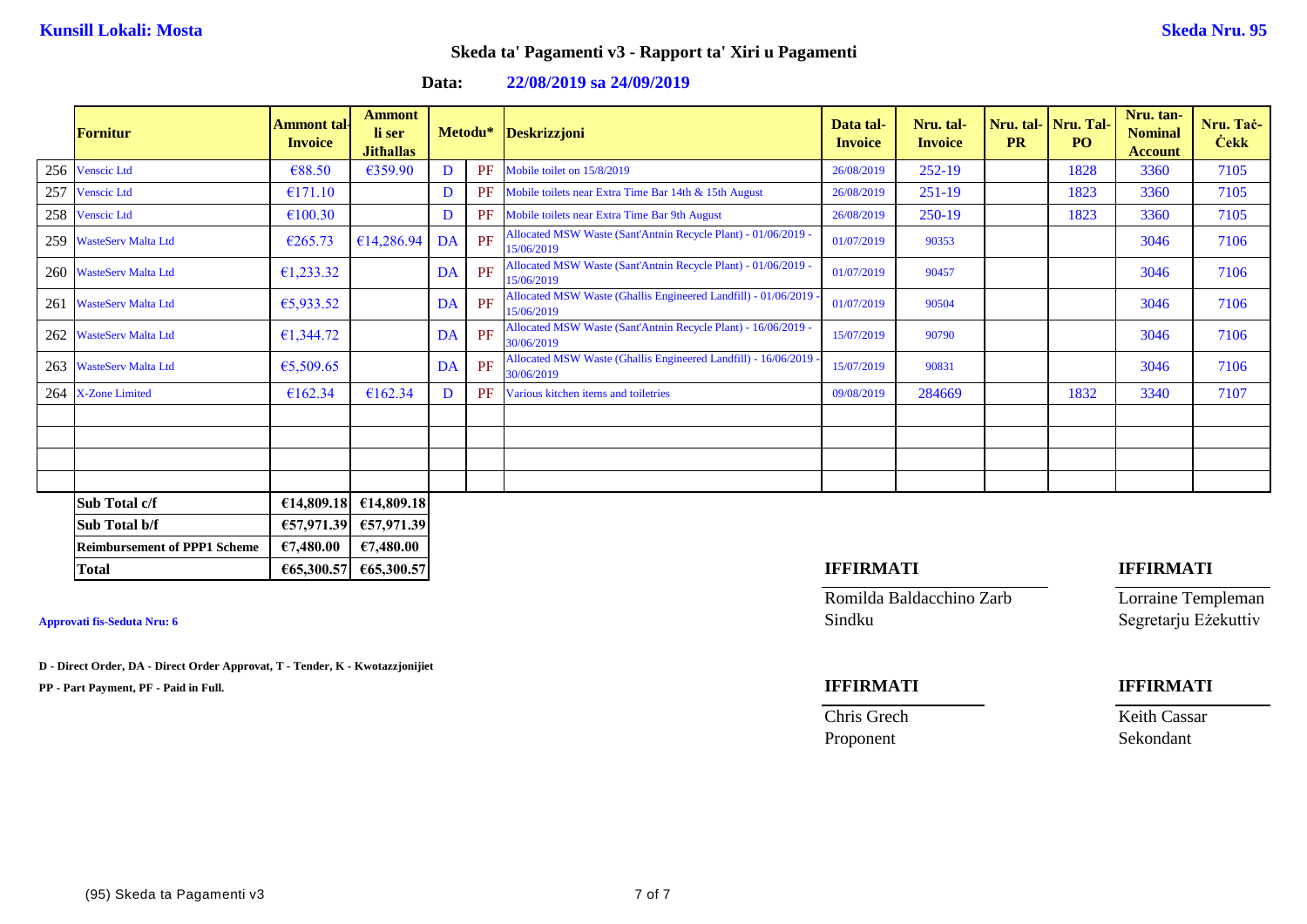**Kunsill Lokali: Mosta**

**Skeda Nru. 95**

## Skeda ta' Pagamenti v3 - Rapport ta' Xiri u Pagamenti

**Data: 22/08/2019 sa 24/09/2019**

| | Fornitur | Ammont tal-Invoice | Ammont li ser Jithallas | Metodu* | | Deskrizzjoni | Data tal-Invoice | Nru. tal-Invoice | Nru. tal-PR | Nru. Tal-PO | Nru. tan-Nominal Account | Nru. Taċ-Ċekk |
|---|---|---|---|---|---|---|---|---|---|---|---|---|
| 256 | Venscic Ltd | €88.50 | €359.90 | D | PF | Mobile toilet on 15/8/2019 | 26/08/2019 | 252-19 | | 1828 | 3360 | 7105 |
| 257 | Venscic Ltd | €171.10 | | D | PF | Mobile toilets near Extra Time Bar 14th & 15th August | 26/08/2019 | 251-19 | | 1823 | 3360 | 7105 |
| 258 | Venscic Ltd | €100.30 | | D | PF | Mobile toilets near Extra Time Bar 9th August | 26/08/2019 | 250-19 | | 1823 | 3360 | 7105 |
| 259 | WasteServ Malta Ltd | €265.73 | €14,286.94 | DA | PF | Allocated MSW Waste (Sant'Antnin Recycle Plant) - 01/06/2019 - 15/06/2019 | 01/07/2019 | 90353 | | | 3046 | 7106 |
| 260 | WasteServ Malta Ltd | €1,233.32 | | DA | PF | Allocated MSW Waste (Sant'Antnin Recycle Plant) - 01/06/2019 - 15/06/2019 | 01/07/2019 | 90457 | | | 3046 | 7106 |
| 261 | WasteServ Malta Ltd | €5,933.52 | | DA | PF | Allocated MSW Waste (Ghallis Engineered Landfill) - 01/06/2019 - 15/06/2019 | 01/07/2019 | 90504 | | | 3046 | 7106 |
| 262 | WasteServ Malta Ltd | €1,344.72 | | DA | PF | Allocated MSW Waste (Sant'Antnin Recycle Plant) - 16/06/2019 - 30/06/2019 | 15/07/2019 | 90790 | | | 3046 | 7106 |
| 263 | WasteServ Malta Ltd | €5,509.65 | | DA | PF | Allocated MSW Waste (Ghallis Engineered Landfill) - 16/06/2019 - 30/06/2019 | 15/07/2019 | 90831 | | | 3046 | 7106 |
| 264 | X-Zone Limited | €162.34 | €162.34 | D | PF | Various kitchen items and toiletries | 09/08/2019 | 284669 | | 1832 | 3340 | 7107 |

| | | |
|---|---|---|
| **Sub Total c/f** | **€14,809.18** | **€14,809.18** |
| **Sub Total b/f** | **€57,971.39** | **€57,971.39** |
| **Reimbursement of PPP1 Scheme** | **€7,480.00** | **€7,480.00** |
| **Total** | **€65,300.57** | **€65,300.57** |

**Approvati fis-Seduta Nru: 6**

**D - Direct Order, DA - Direct Order Approvat, T - Tender, K - Kwotazzjonijiet**

**PP - Part Payment, PF - Paid in Full.**

**IFFIRMATI**

Romilda Baldacchino Zarb
Sindku

**IFFIRMATI**

Lorraine Templeman
Segretarju Eżekuttiv

**IFFIRMATI**

Chris Grech
Proponent

**IFFIRMATI**

Keith Cassar
Sekondant

(95) Skeda ta Pagamenti v3